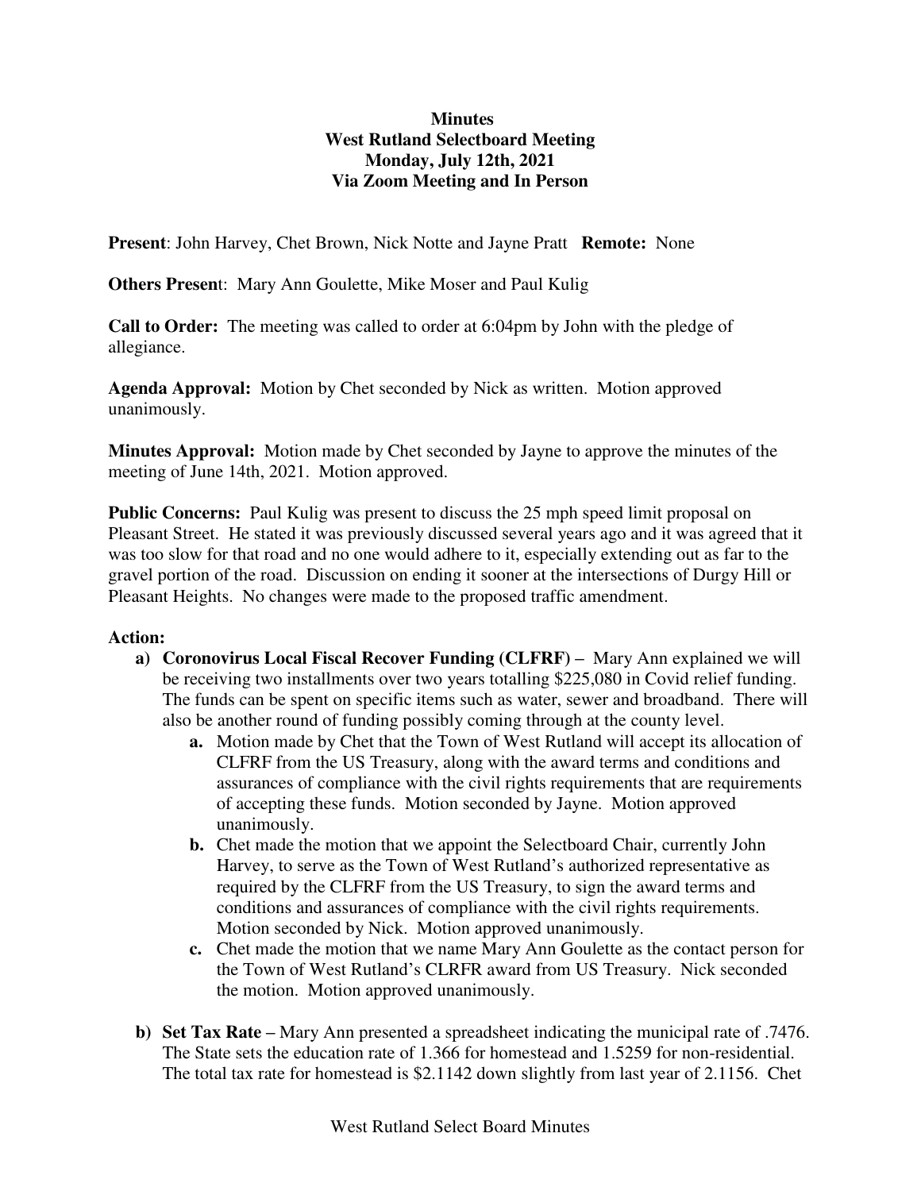**Minutes**
**West Rutland Selectboard Meeting**
**Monday, July 12th, 2021**
**Via Zoom Meeting and In Person**

**Present**: John Harvey, Chet Brown, Nick Notte and Jayne Pratt **Remote:** None

**Others Presen**t: Mary Ann Goulette, Mike Moser and Paul Kulig

**Call to Order:** The meeting was called to order at 6:04pm by John with the pledge of allegiance.

**Agenda Approval:** Motion by Chet seconded by Nick as written. Motion approved unanimously.

**Minutes Approval:** Motion made by Chet seconded by Jayne to approve the minutes of the meeting of June 14th, 2021. Motion approved.

**Public Concerns:** Paul Kulig was present to discuss the 25 mph speed limit proposal on Pleasant Street. He stated it was previously discussed several years ago and it was agreed that it was too slow for that road and no one would adhere to it, especially extending out as far to the gravel portion of the road. Discussion on ending it sooner at the intersections of Durgy Hill or Pleasant Heights. No changes were made to the proposed traffic amendment.

**Action:**

a) **Coronovirus Local Fiscal Recover Funding (CLFRF) –** Mary Ann explained we will be receiving two installments over two years totalling $225,080 in Covid relief funding. The funds can be spent on specific items such as water, sewer and broadband. There will also be another round of funding possibly coming through at the county level.
   a. Motion made by Chet that the Town of West Rutland will accept its allocation of CLFRF from the US Treasury, along with the award terms and conditions and assurances of compliance with the civil rights requirements that are requirements of accepting these funds. Motion seconded by Jayne. Motion approved unanimously.
   b. Chet made the motion that we appoint the Selectboard Chair, currently John Harvey, to serve as the Town of West Rutland's authorized representative as required by the CLFRF from the US Treasury, to sign the award terms and conditions and assurances of compliance with the civil rights requirements. Motion seconded by Nick. Motion approved unanimously.
   c. Chet made the motion that we name Mary Ann Goulette as the contact person for the Town of West Rutland's CLRFR award from US Treasury. Nick seconded the motion. Motion approved unanimously.

b) **Set Tax Rate –** Mary Ann presented a spreadsheet indicating the municipal rate of .7476. The State sets the education rate of 1.366 for homestead and 1.5259 for non-residential. The total tax rate for homestead is $2.1142 down slightly from last year of 2.1156. Chet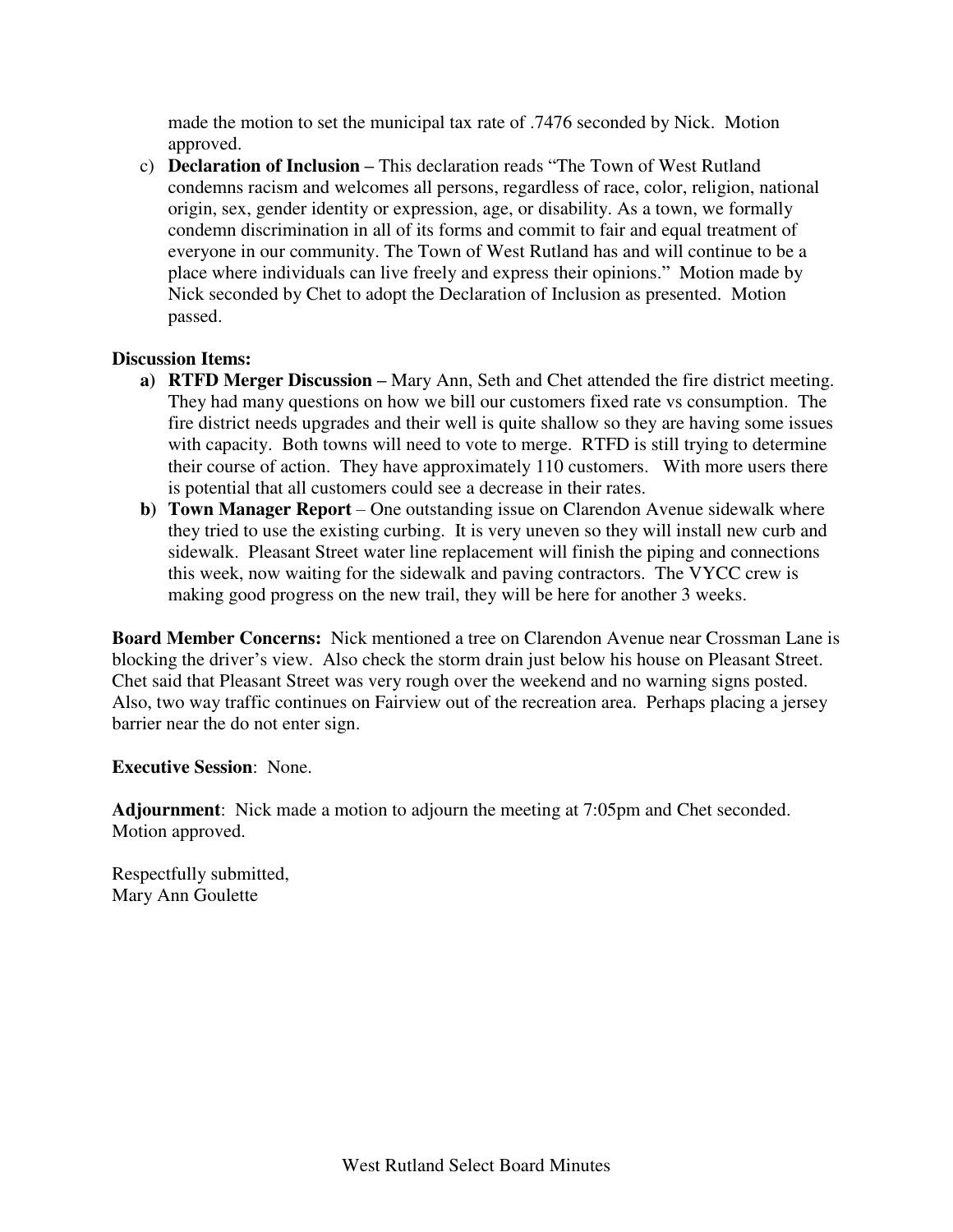made the motion to set the municipal tax rate of .7476 seconded by Nick. Motion approved.

c) **Declaration of Inclusion –** This declaration reads "The Town of West Rutland condemns racism and welcomes all persons, regardless of race, color, religion, national origin, sex, gender identity or expression, age, or disability. As a town, we formally condemn discrimination in all of its forms and commit to fair and equal treatment of everyone in our community. The Town of West Rutland has and will continue to be a place where individuals can live freely and express their opinions." Motion made by Nick seconded by Chet to adopt the Declaration of Inclusion as presented. Motion passed.

**Discussion Items:**

a) **RTFD Merger Discussion –** Mary Ann, Seth and Chet attended the fire district meeting. They had many questions on how we bill our customers fixed rate vs consumption. The fire district needs upgrades and their well is quite shallow so they are having some issues with capacity. Both towns will need to vote to merge. RTFD is still trying to determine their course of action. They have approximately 110 customers. With more users there is potential that all customers could see a decrease in their rates.

b) **Town Manager Report** – One outstanding issue on Clarendon Avenue sidewalk where they tried to use the existing curbing. It is very uneven so they will install new curb and sidewalk. Pleasant Street water line replacement will finish the piping and connections this week, now waiting for the sidewalk and paving contractors. The VYCC crew is making good progress on the new trail, they will be here for another 3 weeks.

**Board Member Concerns:** Nick mentioned a tree on Clarendon Avenue near Crossman Lane is blocking the driver's view. Also check the storm drain just below his house on Pleasant Street. Chet said that Pleasant Street was very rough over the weekend and no warning signs posted. Also, two way traffic continues on Fairview out of the recreation area. Perhaps placing a jersey barrier near the do not enter sign.

**Executive Session**: None.

**Adjournment**: Nick made a motion to adjourn the meeting at 7:05pm and Chet seconded. Motion approved.

Respectfully submitted,
Mary Ann Goulette